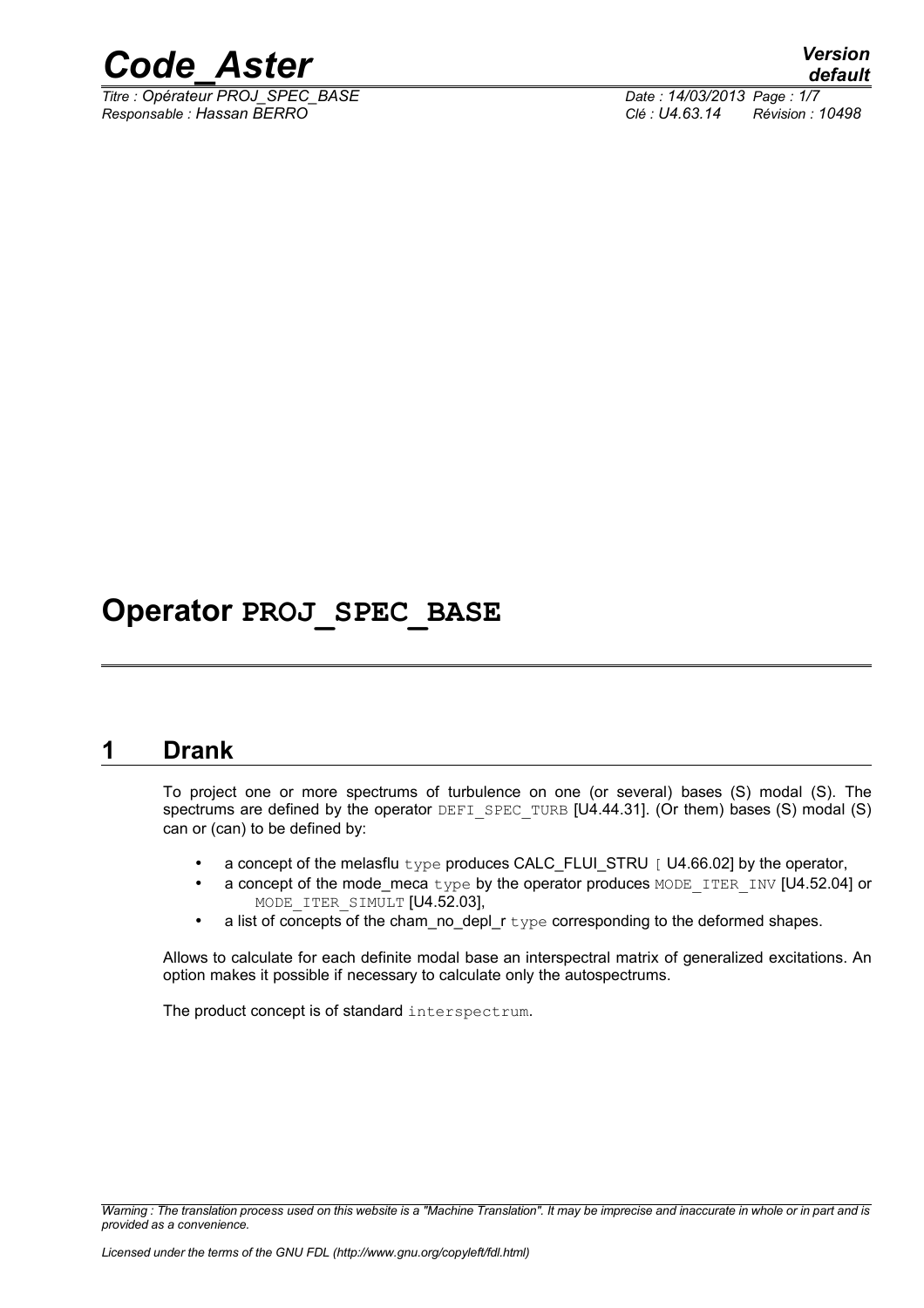# Operator PROJ_SPEC_BASE

## 1 Drank

To project one or more spectrums of turbulence on one (or several) bases (S) modal (S). The spectrums are defined by the operator DEFI_SPEC_TURB [U4.44.31]. (Or them) bases (S) modal (S) can or (can) to be defined by:

- a concept of the melasflu type produces CALC_FLUI_STRU [ U4.66.02] by the operator,
- a concept of the mode_meca type by the operator produces MODE_ITER_INV [U4.52.04] or MODE_ITER_SIMULT [U4.52.03],
- a list of concepts of the cham_no_depl_r type corresponding to the deformed shapes.

Allows to calculate for each definite modal base an interspectral matrix of generalized excitations. An option makes it possible if necessary to calculate only the autospectrums.

The product concept is of standard interspectrum.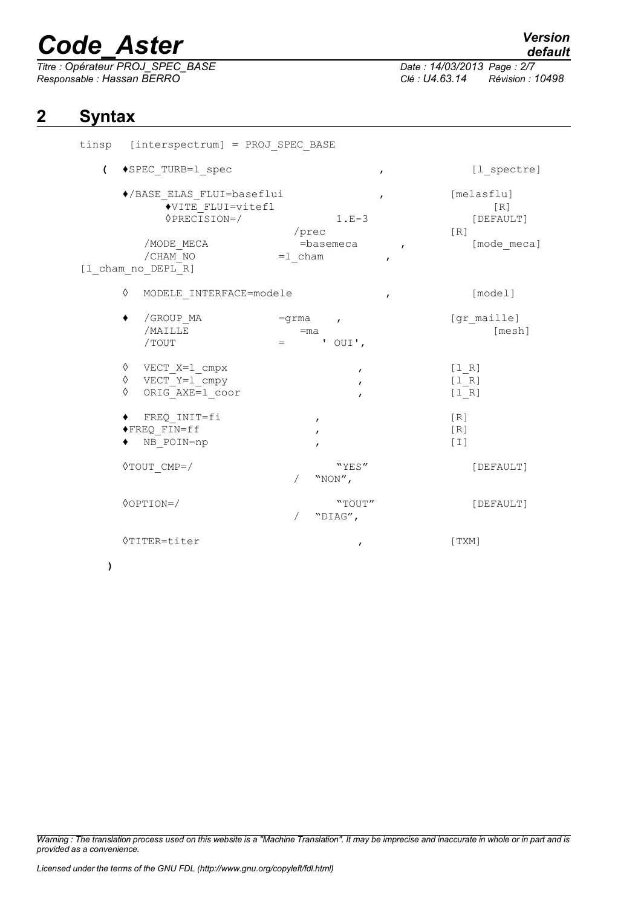# 2 Syntax

```
tinsp   [interspectrum] = PROJ_SPEC_BASE

   (  ♦SPEC_TURB=l_spec                          ,           [l_spectre]

      ♦/BASE_ELAS_FLUI=baseflui                  ,           [melasflu]
            ♦VITE_FLUI=vitefl                                     [R]
            ◊PRECISION=/               1.E-3                  [DEFAULT]
                                /prec                        [R]
        /MODE_MECA               =basemeca          ,         [mode_meca]
        /CHAM_NO                =l_cham          ,
[l_cham_no_DEPL_R]

      ◊  MODELE_INTERFACE=modele                 ,            [model]

      ♦  /GROUP_MA              =grma    ,                   [gr_maille]
         /MAILLE                 =ma                                [mesh]
         /TOUT                  =      ' OUI',

      ◊  VECT_X=l_cmpx                  ,                    [l_R]
      ◊  VECT_Y=l_cmpy                  ,                    [l_R]
      ◊  ORIG_AXE=l_coor                ,                    [l_R]

      ♦  FREQ_INIT=fi               ,                        [R]
      ♦FREQ_FIN=ff                  ,                        [R]
      ♦  NB_POIN=np                 ,                        [I]

      ◊TOUT_CMP=/                        "YES"                  [DEFAULT]
                                  /   "NON",

      ◊OPTION=/                          "TOUT"                 [DEFAULT]
                                  /   "DIAG",

      ◊TITER=titer                        ,                  [TXM]

   )
```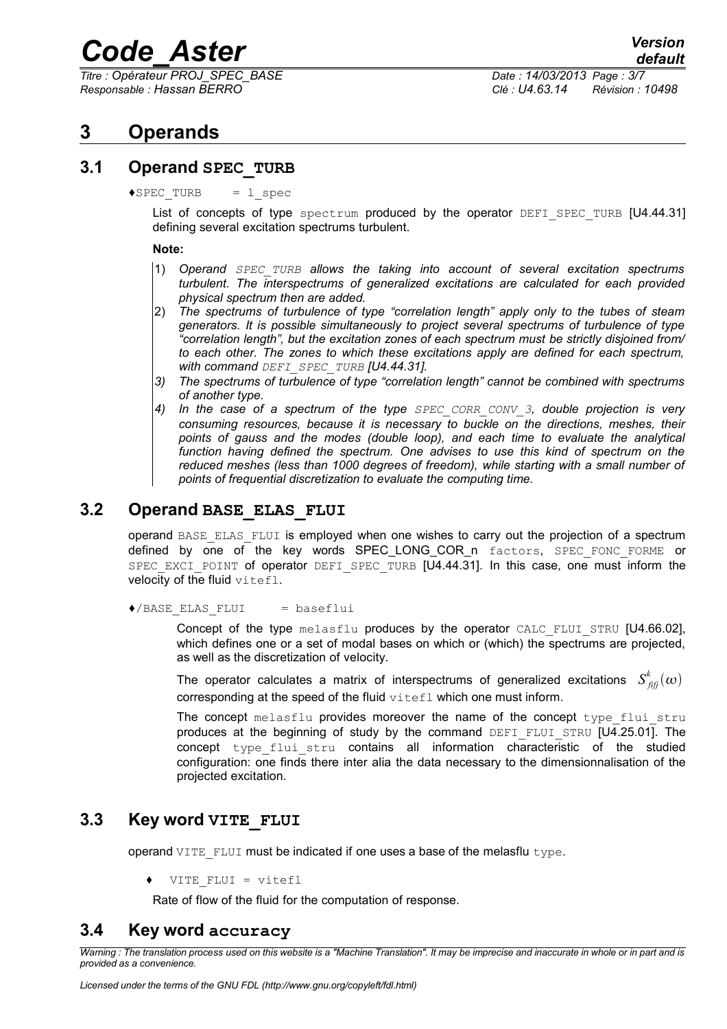# 3 Operands

## 3.1 Operand SPEC_TURB

♦SPEC_TURB = l_spec

List of concepts of type spectrum produced by the operator DEFI_SPEC_TURB [U4.44.31] defining several excitation spectrums turbulent.

**Note:**

1) *Operand SPEC_TURB allows the taking into account of several excitation spectrums turbulent. The interspectrums of generalized excitations are calculated for each provided physical spectrum then are added.*
2) *The spectrums of turbulence of type "correlation length" apply only to the tubes of steam generators. It is possible simultaneously to project several spectrums of turbulence of type "correlation length", but the excitation zones of each spectrum must be strictly disjoined from/ to each other. The zones to which these excitations apply are defined for each spectrum, with command DEFI_SPEC_TURB [U4.44.31].*
3) *The spectrums of turbulence of type "correlation length" cannot be combined with spectrums of another type.*
4) *In the case of a spectrum of the type SPEC_CORR_CONV_3, double projection is very consuming resources, because it is necessary to buckle on the directions, meshes, their points of gauss and the modes (double loop), and each time to evaluate the analytical function having defined the spectrum. One advises to use this kind of spectrum on the reduced meshes (less than 1000 degrees of freedom), while starting with a small number of points of frequential discretization to evaluate the computing time.*

## 3.2 Operand BASE_ELAS_FLUI

operand BASE_ELAS_FLUI is employed when one wishes to carry out the projection of a spectrum defined by one of the key words SPEC_LONG_COR_n factors, SPEC_FONC_FORME or SPEC_EXCI_POINT of operator DEFI_SPEC_TURB [U4.44.31]. In this case, one must inform the velocity of the fluid vitefl.

♦/BASE_ELAS_FLUI = baseflui

Concept of the type melasflu produces by the operator CALC_FLUI_STRU [U4.66.02], which defines one or a set of modal bases on which or (which) the spectrums are projected, as well as the discretization of velocity.

The operator calculates a matrix of interspectrums of generalized excitations $S^k_{fifj}(\omega)$ corresponding at the speed of the fluid vitefl which one must inform.

The concept melasflu provides moreover the name of the concept type_flui_stru produces at the beginning of study by the command DEFI_FLUI_STRU [U4.25.01]. The concept type_flui_stru contains all information characteristic of the studied configuration: one finds there inter alia the data necessary to the dimensionnalisation of the projected excitation.

## 3.3 Key word VITE_FLUI

operand VITE_FLUI must be indicated if one uses a base of the melasflu type.

♦ VITE_FLUI = vitefl

Rate of flow of the fluid for the computation of response.

## 3.4 Key word accuracy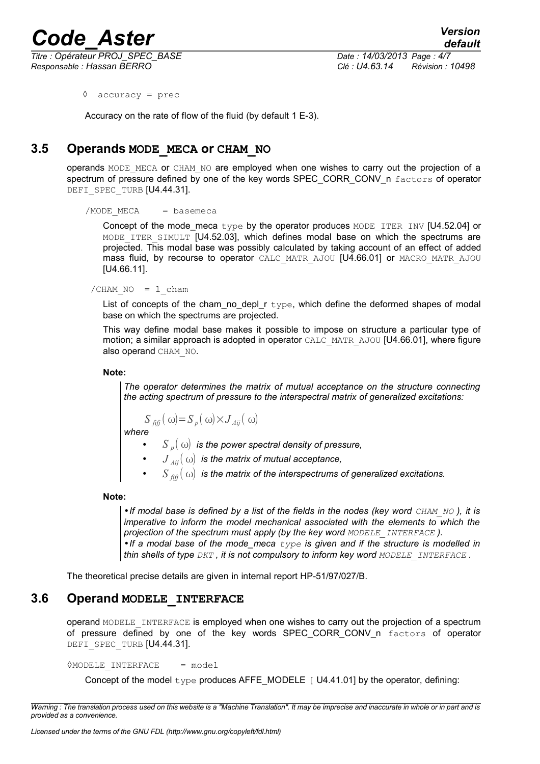◊ accuracy = prec

Accuracy on the rate of flow of the fluid (by default 1 E-3).

## 3.5 Operands **MODE_MECA** or **CHAM_NO**

operands MODE_MECA or CHAM_NO are employed when one wishes to carry out the projection of a spectrum of pressure defined by one of the key words SPEC_CORR_CONV_n factors of operator DEFI_SPEC_TURB [U4.44.31].

/MODE_MECA = basemeca

Concept of the mode_meca type by the operator produces MODE_ITER_INV [U4.52.04] or MODE_ITER_SIMULT [U4.52.03], which defines modal base on which the spectrums are projected. This modal base was possibly calculated by taking account of an effect of added mass fluid, by recourse to operator CALC_MATR_AJOU [U4.66.01] or MACRO_MATR_AJOU [U4.66.11].

/CHAM_NO = l_cham

List of concepts of the cham_no_depl_r type, which define the deformed shapes of modal base on which the spectrums are projected.

This way define modal base makes it possible to impose on structure a particular type of motion; a similar approach is adopted in operator CALC_MATR_AJOU [U4.66.01], where figure also operand CHAM_NO.

**Note:**

*The operator determines the matrix of mutual acceptance on the structure connecting the acting spectrum of pressure to the interspectral matrix of generalized excitations:*

$$S_{fifj}(\omega)=S_p(\omega)\times J_{Aij}(\omega)$$

*where*

- $S_p(\omega)$ *is the power spectral density of pressure,*
- $J_{Aij}(\omega)$ *is the matrix of mutual acceptance,*
- $S_{fifj}(\omega)$ *is the matrix of the interspectrums of generalized excitations.*

**Note:**

- *If modal base is defined by a list of the fields in the nodes (key word CHAM_NO ), it is imperative to inform the model mechanical associated with the elements to which the projection of the spectrum must apply (by the key word MODELE_INTERFACE ).*
- *If a modal base of the mode_meca type is given and if the structure is modelled in thin shells of type DKT , it is not compulsory to inform key word MODELE_INTERFACE .*

The theoretical precise details are given in internal report HP-51/97/027/B.

## 3.6 Operand **MODELE_INTERFACE**

operand MODELE_INTERFACE is employed when one wishes to carry out the projection of a spectrum of pressure defined by one of the key words SPEC_CORR_CONV_n factors of operator DEFI_SPEC_TURB [U4.44.31].

◊MODELE_INTERFACE = model

Concept of the model type produces AFFE_MODELE [ U4.41.01] by the operator, defining: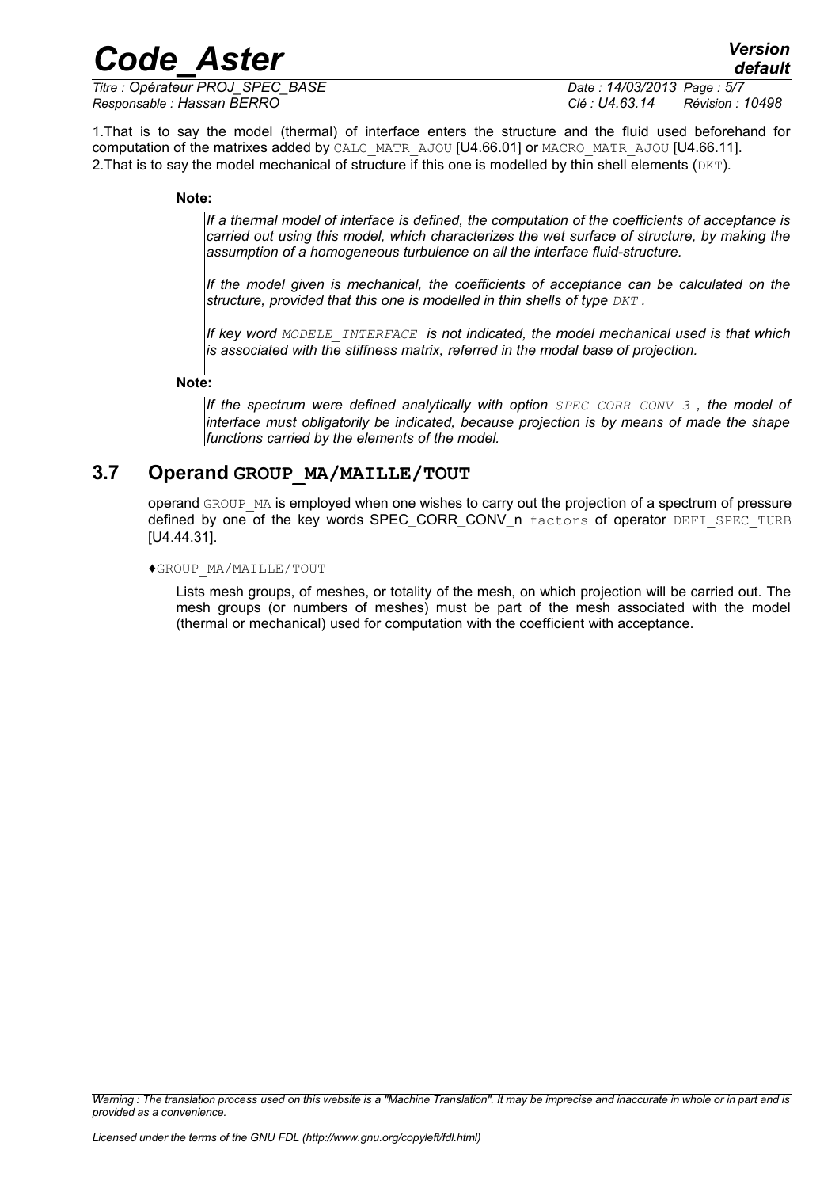1.That is to say the model (thermal) of interface enters the structure and the fluid used beforehand for computation of the matrixes added by CALC_MATR_AJOU [U4.66.01] or MACRO_MATR_AJOU [U4.66.11].
2.That is to say the model mechanical of structure if this one is modelled by thin shell elements (DKT).

**Note:**

*If a thermal model of interface is defined, the computation of the coefficients of acceptance is carried out using this model, which characterizes the wet surface of structure, by making the assumption of a homogeneous turbulence on all the interface fluid-structure.*

*If the model given is mechanical, the coefficients of acceptance can be calculated on the structure, provided that this one is modelled in thin shells of type DKT .*

*If key word MODELE_INTERFACE is not indicated, the model mechanical used is that which is associated with the stiffness matrix, referred in the modal base of projection.*

**Note:**

*If the spectrum were defined analytically with option SPEC_CORR_CONV_3 , the model of interface must obligatorily be indicated, because projection is by means of made the shape functions carried by the elements of the model.*

## 3.7 Operand GROUP_MA/MAILLE/TOUT

operand GROUP_MA is employed when one wishes to carry out the projection of a spectrum of pressure defined by one of the key words SPEC_CORR_CONV_n factors of operator DEFI_SPEC_TURB [U4.44.31].

♦GROUP_MA/MAILLE/TOUT

Lists mesh groups, of meshes, or totality of the mesh, on which projection will be carried out. The mesh groups (or numbers of meshes) must be part of the mesh associated with the model (thermal or mechanical) used for computation with the coefficient with acceptance.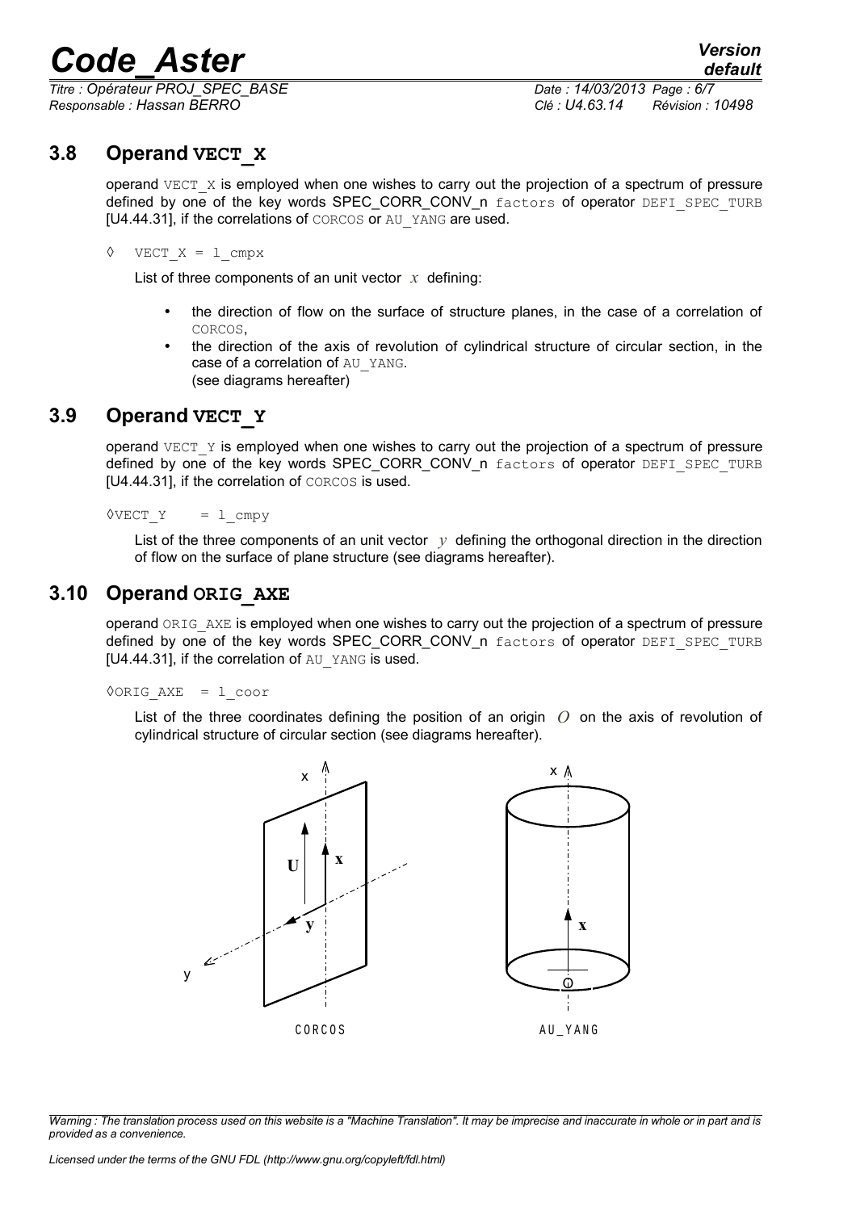## 3.8 Operand **VECT_X**

operand `VECT_X` is employed when one wishes to carry out the projection of a spectrum of pressure defined by one of the key words SPEC_CORR_CONV_n `factors` of operator `DEFI_SPEC_TURB` [U4.44.31], if the correlations of `CORCOS` or `AU_YANG` are used.

```
◊  VECT_X = l_cmpx
```

List of three components of an unit vector $x$ defining:

- the direction of flow on the surface of structure planes, in the case of a correlation of `CORCOS`,
- the direction of the axis of revolution of cylindrical structure of circular section, in the case of a correlation of `AU_YANG`.
  (see diagrams hereafter)

## 3.9 Operand **VECT_Y**

operand `VECT_Y` is employed when one wishes to carry out the projection of a spectrum of pressure defined by one of the key words SPEC_CORR_CONV_n `factors` of operator `DEFI_SPEC_TURB` [U4.44.31], if the correlation of `CORCOS` is used.

```
◊VECT_Y    = l_cmpy
```

List of the three components of an unit vector $y$ defining the orthogonal direction in the direction of flow on the surface of plane structure (see diagrams hereafter).

## 3.10 Operand **ORIG_AXE**

operand `ORIG_AXE` is employed when one wishes to carry out the projection of a spectrum of pressure defined by one of the key words SPEC_CORR_CONV_n `factors` of operator `DEFI_SPEC_TURB` [U4.44.31], if the correlation of `AU_YANG` is used.

```
◊ORIG_AXE  = l_coor
```

List of the three coordinates defining the position of an origin $O$ on the axis of revolution of cylindrical structure of circular section (see diagrams hereafter).

CORCOS    AU_YANG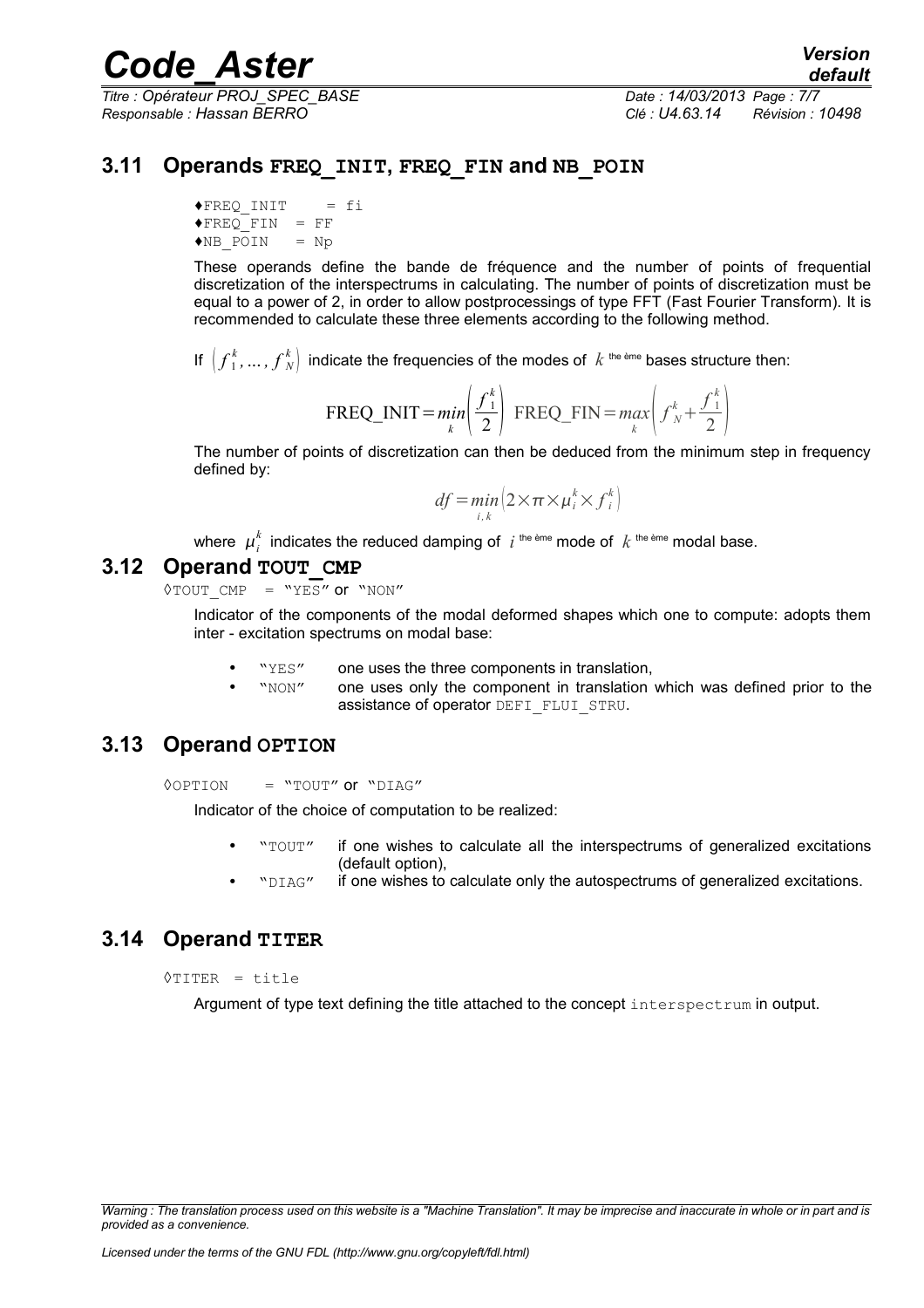## 3.11 Operands FREQ_INIT, FREQ_FIN and NB_POIN

♦FREQ_INIT = fi
♦FREQ_FIN = FF
♦NB_POIN = Np

These operands define the bande de fréquence and the number of points of frequential discretization of the interspectrums in calculating. The number of points of discretization must be equal to a power of 2, in order to allow postprocessings of type FFT (Fast Fourier Transform). It is recommended to calculate these three elements according to the following method.

If $\left(f_1^k, \ldots, f_N^k\right)$ indicate the frequencies of the modes of $k$ the ème bases structure then:

$$\text{FREQ\_INIT} = \min_k \left( \frac{f_1^k}{2} \right) \ \text{FREQ\_FIN} = \max_k \left( f_N^k + \frac{f_1^k}{2} \right)$$

The number of points of discretization can then be deduced from the minimum step in frequency defined by:

$$df = \min_{i,k} \left( 2 \times \pi \times \mu_i^k \times f_i^k \right)$$

where $\mu_i^k$ indicates the reduced damping of $i$ the ème mode of $k$ the ème modal base.

## 3.12 Operand TOUT_CMP

◊TOUT_CMP = "YES" or "NON"

Indicator of the components of the modal deformed shapes which one to compute: adopts them inter - excitation spectrums on modal base:

- "YES" one uses the three components in translation,
- "NON" one uses only the component in translation which was defined prior to the assistance of operator DEFI_FLUI_STRU.

## 3.13 Operand OPTION

◊OPTION = "TOUT" or "DIAG"

Indicator of the choice of computation to be realized:

- "TOUT" if one wishes to calculate all the interspectrums of generalized excitations (default option),
- "DIAG" if one wishes to calculate only the autospectrums of generalized excitations.

## 3.14 Operand TITER

◊TITER = title

Argument of type text defining the title attached to the concept interspectrum in output.